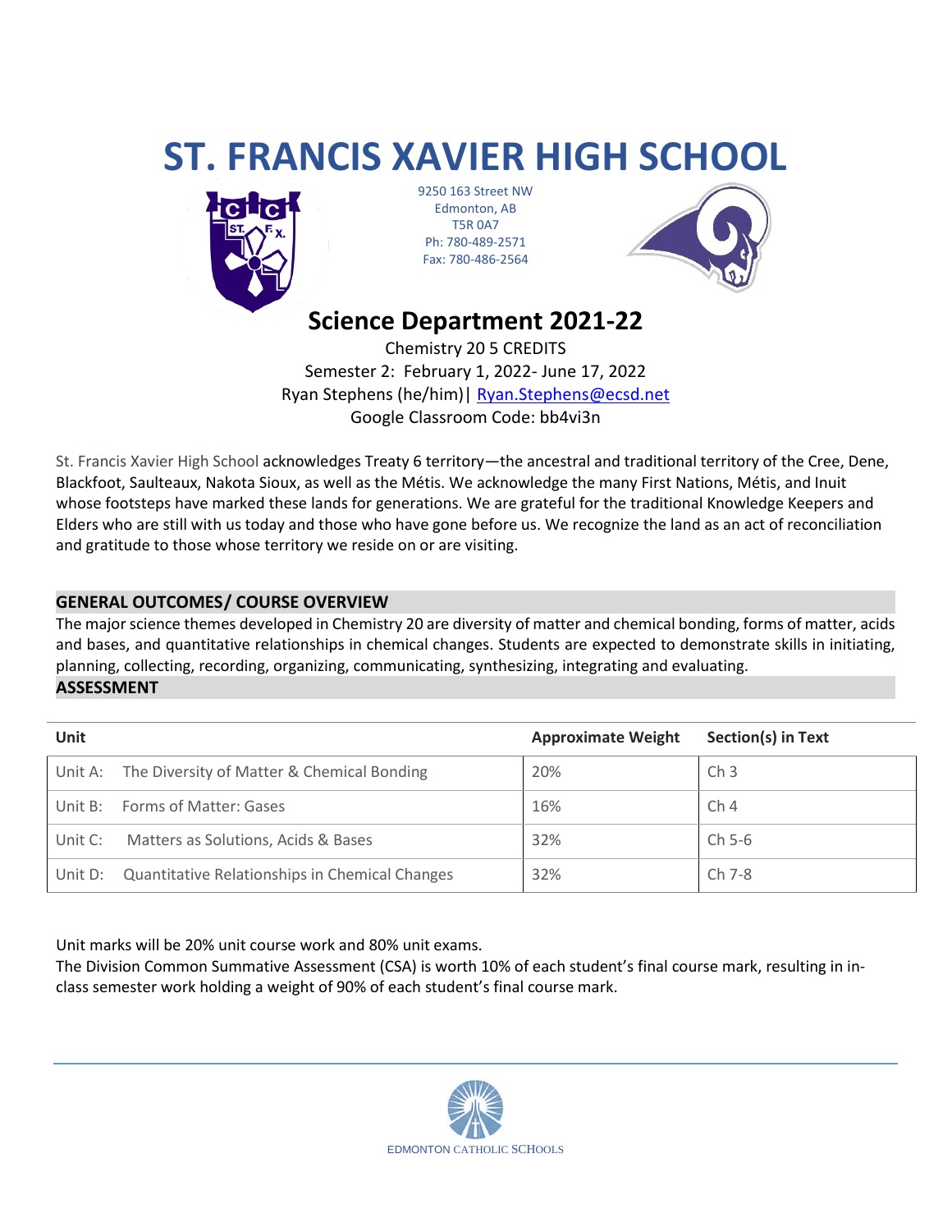# ST. FRANCIS XAVIER HIGH SCHOOL

9250 163 Street NW
Edmonton, AB
T5R 0A7
Ph: 780-489-2571
Fax: 780-486-2564

## Science Department 2021-22

Chemistry 20 5 CREDITS
Semester 2: February 1, 2022- June 17, 2022
Ryan Stephens (he/him)| Ryan.Stephens@ecsd.net
Google Classroom Code: bb4vi3n

St. Francis Xavier High School acknowledges Treaty 6 territory—the ancestral and traditional territory of the Cree, Dene, Blackfoot, Saulteaux, Nakota Sioux, as well as the Métis. We acknowledge the many First Nations, Métis, and Inuit whose footsteps have marked these lands for generations. We are grateful for the traditional Knowledge Keepers and Elders who are still with us today and those who have gone before us. We recognize the land as an act of reconciliation and gratitude to those whose territory we reside on or are visiting.

### GENERAL OUTCOMES/ COURSE OVERVIEW

The major science themes developed in Chemistry 20 are diversity of matter and chemical bonding, forms of matter, acids and bases, and quantitative relationships in chemical changes. Students are expected to demonstrate skills in initiating, planning, collecting, recording, organizing, communicating, synthesizing, integrating and evaluating.

### ASSESSMENT

| Unit | Approximate Weight | Section(s) in Text |
|---|---|---|
| Unit A: The Diversity of Matter & Chemical Bonding | 20% | Ch 3 |
| Unit B: Forms of Matter: Gases | 16% | Ch 4 |
| Unit C: Matters as Solutions, Acids & Bases | 32% | Ch 5-6 |
| Unit D: Quantitative Relationships in Chemical Changes | 32% | Ch 7-8 |

Unit marks will be 20% unit course work and 80% unit exams.
The Division Common Summative Assessment (CSA) is worth 10% of each student's final course mark, resulting in in-class semester work holding a weight of 90% of each student's final course mark.

EDMONTON CATHOLIC SCHOOLS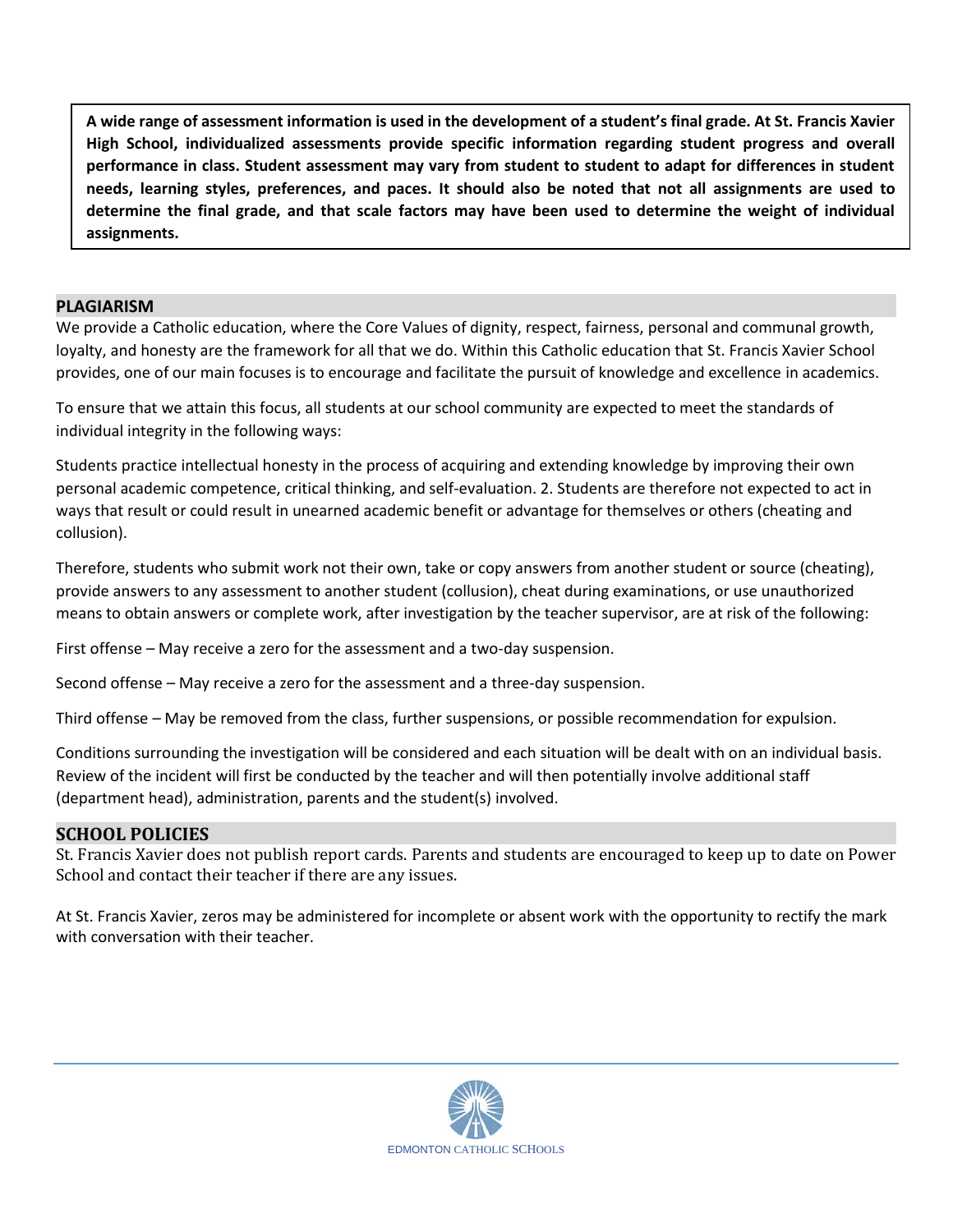**A wide range of assessment information is used in the development of a student's final grade. At St. Francis Xavier High School, individualized assessments provide specific information regarding student progress and overall performance in class. Student assessment may vary from student to student to adapt for differences in student needs, learning styles, preferences, and paces. It should also be noted that not all assignments are used to determine the final grade, and that scale factors may have been used to determine the weight of individual assignments.**

## PLAGIARISM

We provide a Catholic education, where the Core Values of dignity, respect, fairness, personal and communal growth, loyalty, and honesty are the framework for all that we do. Within this Catholic education that St. Francis Xavier School provides, one of our main focuses is to encourage and facilitate the pursuit of knowledge and excellence in academics.

To ensure that we attain this focus, all students at our school community are expected to meet the standards of individual integrity in the following ways:

Students practice intellectual honesty in the process of acquiring and extending knowledge by improving their own personal academic competence, critical thinking, and self-evaluation. 2. Students are therefore not expected to act in ways that result or could result in unearned academic benefit or advantage for themselves or others (cheating and collusion).

Therefore, students who submit work not their own, take or copy answers from another student or source (cheating), provide answers to any assessment to another student (collusion), cheat during examinations, or use unauthorized means to obtain answers or complete work, after investigation by the teacher supervisor, are at risk of the following:

First offense – May receive a zero for the assessment and a two-day suspension.

Second offense – May receive a zero for the assessment and a three-day suspension.

Third offense – May be removed from the class, further suspensions, or possible recommendation for expulsion.

Conditions surrounding the investigation will be considered and each situation will be dealt with on an individual basis. Review of the incident will first be conducted by the teacher and will then potentially involve additional staff (department head), administration, parents and the student(s) involved.

## SCHOOL POLICIES

St. Francis Xavier does not publish report cards. Parents and students are encouraged to keep up to date on Power School and contact their teacher if there are any issues.

At St. Francis Xavier, zeros may be administered for incomplete or absent work with the opportunity to rectify the mark with conversation with their teacher.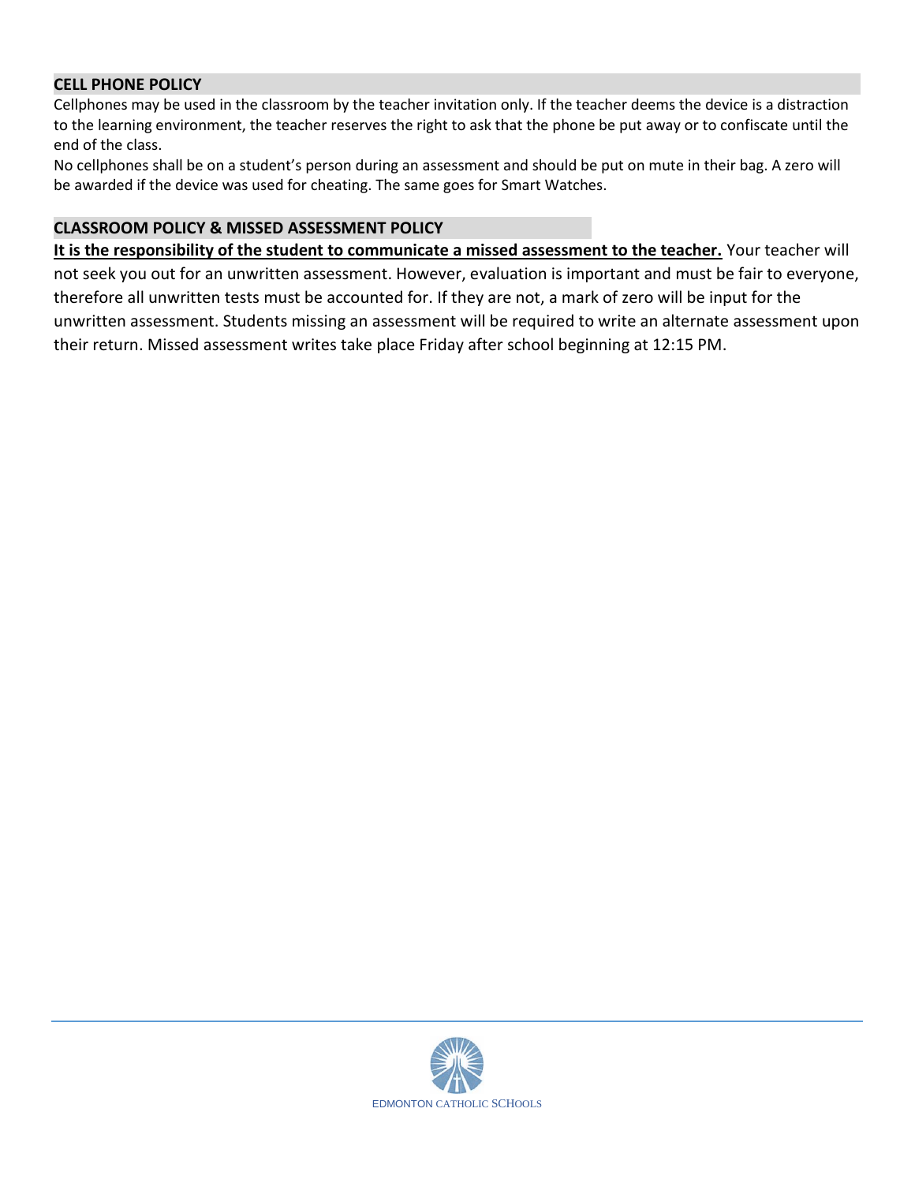## CELL PHONE POLICY

Cellphones may be used in the classroom by the teacher invitation only. If the teacher deems the device is a distraction to the learning environment, the teacher reserves the right to ask that the phone be put away or to confiscate until the end of the class.

No cellphones shall be on a student's person during an assessment and should be put on mute in their bag. A zero will be awarded if the device was used for cheating. The same goes for Smart Watches.

## CLASSROOM POLICY & MISSED ASSESSMENT POLICY

**It is the responsibility of the student to communicate a missed assessment to the teacher.** Your teacher will not seek you out for an unwritten assessment. However, evaluation is important and must be fair to everyone, therefore all unwritten tests must be accounted for. If they are not, a mark of zero will be input for the unwritten assessment. Students missing an assessment will be required to write an alternate assessment upon their return. Missed assessment writes take place Friday after school beginning at 12:15 PM.